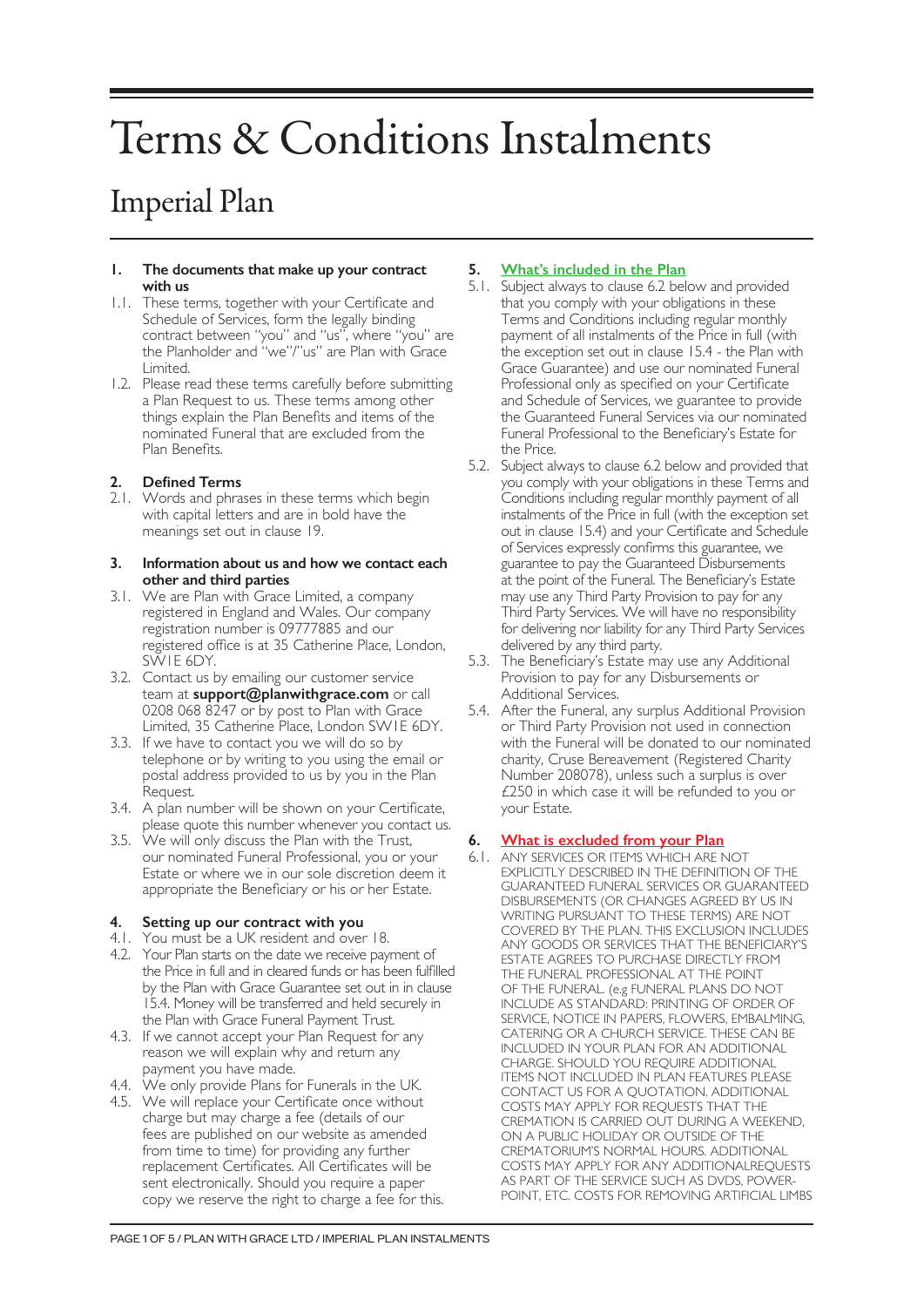# Terms & Conditions Instalments

## Imperial Plan

### 1. The documents that make up your contract with us

1.1. These terms, together with your Certificate and Schedule of Services, form the legally binding contract between "you" and "us", where "you" are the Planholder and "we"/"us" are Plan with Grace Limited.

1.2. Please read these terms carefully before submitting a Plan Request to us. These terms among other things explain the Plan Benefits and items of the nominated Funeral that are excluded from the Plan Benefits.

### 2. Defined Terms

2.1. Words and phrases in these terms which begin with capital letters and are in bold have the meanings set out in clause 19.

### 3. Information about us and how we contact each other and third parties

3.1. We are Plan with Grace Limited, a company registered in England and Wales. Our company registration number is 09777885 and our registered office is at 35 Catherine Place, London, SW1E 6DY.

3.2. Contact us by emailing our customer service team at **support@planwithgrace.com** or call 0208 068 8247 or by post to Plan with Grace Limited, 35 Catherine Place, London SW1E 6DY.

3.3. If we have to contact you we will do so by telephone or by writing to you using the email or postal address provided to us by you in the Plan Request.

3.4. A plan number will be shown on your Certificate, please quote this number whenever you contact us.

3.5. We will only discuss the Plan with the Trust, our nominated Funeral Professional, you or your Estate or where we in our sole discretion deem it appropriate the Beneficiary or his or her Estate.

### 4. Setting up our contract with you

4.1. You must be a UK resident and over 18.

4.2. Your Plan starts on the date we receive payment of the Price in full and in cleared funds or has been fulfilled by the Plan with Grace Guarantee set out in in clause 15.4. Money will be transferred and held securely in the Plan with Grace Funeral Payment Trust.

4.3. If we cannot accept your Plan Request for any reason we will explain why and return any payment you have made.

4.4. We only provide Plans for Funerals in the UK.

4.5. We will replace your Certificate once without charge but may charge a fee (details of our fees are published on our website as amended from time to time) for providing any further replacement Certificates. All Certificates will be sent electronically. Should you require a paper copy we reserve the right to charge a fee for this.

### 5. What's included in the Plan

5.1. Subject always to clause 6.2 below and provided that you comply with your obligations in these Terms and Conditions including regular monthly payment of all instalments of the Price in full (with the exception set out in clause 15.4 - the Plan with Grace Guarantee) and use our nominated Funeral Professional only as specified on your Certificate and Schedule of Services, we guarantee to provide the Guaranteed Funeral Services via our nominated Funeral Professional to the Beneficiary's Estate for the Price.

5.2. Subject always to clause 6.2 below and provided that you comply with your obligations in these Terms and Conditions including regular monthly payment of all instalments of the Price in full (with the exception set out in clause 15.4) and your Certificate and Schedule of Services expressly confirms this guarantee, we guarantee to pay the Guaranteed Disbursements at the point of the Funeral. The Beneficiary's Estate may use any Third Party Provision to pay for any Third Party Services. We will have no responsibility for delivering nor liability for any Third Party Services delivered by any third party.

5.3. The Beneficiary's Estate may use any Additional Provision to pay for any Disbursements or Additional Services.

5.4. After the Funeral, any surplus Additional Provision or Third Party Provision not used in connection with the Funeral will be donated to our nominated charity, Cruse Bereavement (Registered Charity Number 208078), unless such a surplus is over £250 in which case it will be refunded to you or your Estate.

### 6. What is excluded from your Plan

6.1. ANY SERVICES OR ITEMS WHICH ARE NOT EXPLICITLY DESCRIBED IN THE DEFINITION OF THE GUARANTEED FUNERAL SERVICES OR GUARANTEED DISBURSEMENTS (OR CHANGES AGREED BY US IN WRITING PURSUANT TO THESE TERMS) ARE NOT COVERED BY THE PLAN. THIS EXCLUSION INCLUDES ANY GOODS OR SERVICES THAT THE BENEFICIARY'S ESTATE AGREES TO PURCHASE DIRECTLY FROM THE FUNERAL PROFESSIONAL AT THE POINT OF THE FUNERAL. (e.g FUNERAL PLANS DO NOT INCLUDE AS STANDARD: PRINTING OF ORDER OF SERVICE, NOTICE IN PAPERS, FLOWERS, EMBALMING, CATERING OR A CHURCH SERVICE. THESE CAN BE INCLUDED IN YOUR PLAN FOR AN ADDITIONAL CHARGE. SHOULD YOU REQUIRE ADDITIONAL ITEMS NOT INCLUDED IN PLAN FEATURES PLEASE CONTACT US FOR A QUOTATION. ADDITIONAL COSTS MAY APPLY FOR REQUESTS THAT THE CREMATION IS CARRIED OUT DURING A WEEKEND, ON A PUBLIC HOLIDAY OR OUTSIDE OF THE CREMATORIUM'S NORMAL HOURS. ADDITIONAL COSTS MAY APPLY FOR ANY ADDITIONALREQUESTS AS PART OF THE SERVICE SUCH AS DVDS, POWER-POINT, ETC. COSTS FOR REMOVING ARTIFICIAL LIMBS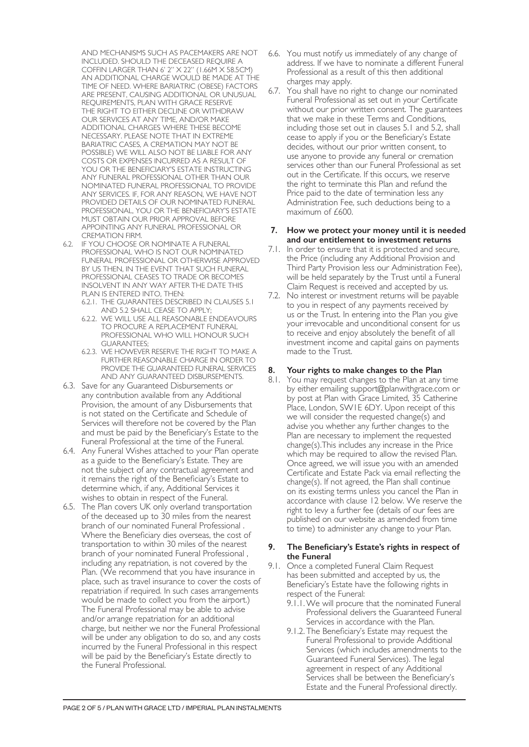AND MECHANISMS SUCH AS PACEMAKERS ARE NOT INCLUDED. SHOULD THE DECEASED REQUIRE A COFFIN LARGER THAN 6' 2" X 22" (1.66M X 58.5CM) AN ADDITIONAL CHARGE WOULD BE MADE AT THE TIME OF NEED. WHERE BARIATRIC (OBESE) FACTORS ARE PRESENT, CAUSING ADDITIONAL OR UNUSUAL REQUIREMENTS, PLAN WITH GRACE RESERVE THE RIGHT TO EITHER DECLINE OR WITHDRAW OUR SERVICES AT ANY TIME, AND/OR MAKE ADDITIONAL CHARGES WHERE THESE BECOME NECESSARY. PLEASE NOTE THAT IN EXTREME BARIATRIC CASES, A CREMATION MAY NOT BE POSSIBLE) WE WILL ALSO NOT BE LIABLE FOR ANY COSTS OR EXPENSES INCURRED AS A RESULT OF YOU OR THE BENEFICIARY'S ESTATE INSTRUCTING ANY FUNERAL PROFESSIONAL OTHER THAN OUR NOMINATED FUNERAL PROFESSIONAL TO PROVIDE ANY SERVICES. IF, FOR ANY REASON, WE HAVE NOT PROVIDED DETAILS OF OUR NOMINATED FUNERAL PROFESSIONAL, YOU OR THE BENEFICIARY'S ESTATE MUST OBTAIN OUR PRIOR APPROVAL BEFORE APPOINTING ANY FUNERAL PROFESSIONAL OR CREMATION FIRM.

6.2. IF YOU CHOOSE OR NOMINATE A FUNERAL PROFESSIONAL WHO IS NOT OUR NOMINATED FUNERAL PROFESSIONAL OR OTHERWISE APPROVED BY US THEN, IN THE EVENT THAT SUCH FUNERAL PROFESSIONAL CEASES TO TRADE OR BECOMES INSOLVENT IN ANY WAY AFTER THE DATE THIS PLAN IS ENTERED INTO, THEN:
   - 6.2.1. THE GUARANTEES DESCRIBED IN CLAUSES 5.1 AND 5.2 SHALL CEASE TO APPLY;
   - 6.2.2. WE WILL USE ALL REASONABLE ENDEAVOURS TO PROCURE A REPLACEMENT FUNERAL PROFESSIONAL WHO WILL HONOUR SUCH GUARANTEES;
   - 6.2.3. WE HOWEVER RESERVE THE RIGHT TO MAKE A FURTHER REASONABLE CHARGE IN ORDER TO PROVIDE THE GUARANTEED FUNERAL SERVICES AND ANY GUARANTEED DISBURSEMENTS.

6.3. Save for any Guaranteed Disbursements or any contribution available from any Additional Provision, the amount of any Disbursements that is not stated on the Certificate and Schedule of Services will therefore not be covered by the Plan and must be paid by the Beneficiary's Estate to the Funeral Professional at the time of the Funeral.

6.4. Any Funeral Wishes attached to your Plan operate as a guide to the Beneficiary's Estate. They are not the subject of any contractual agreement and it remains the right of the Beneficiary's Estate to determine which, if any, Additional Services it wishes to obtain in respect of the Funeral.

6.5. The Plan covers UK only overland transportation of the deceased up to 30 miles from the nearest branch of our nominated Funeral Professional . Where the Beneficiary dies overseas, the cost of transportation to within 30 miles of the nearest branch of your nominated Funeral Professional , including any repatriation, is not covered by the Plan. (We recommend that you have insurance in place, such as travel insurance to cover the costs of repatriation if required. In such cases arrangements would be made to collect you from the airport.) The Funeral Professional may be able to advise and/or arrange repatriation for an additional charge, but neither we nor the Funeral Professional will be under any obligation to do so, and any costs incurred by the Funeral Professional in this respect will be paid by the Beneficiary's Estate directly to the Funeral Professional.

6.6. You must notify us immediately of any change of address. If we have to nominate a different Funeral Professional as a result of this then additional charges may apply.

6.7. You shall have no right to change our nominated Funeral Professional as set out in your Certificate without our prior written consent. The guarantees that we make in these Terms and Conditions, including those set out in clauses 5.1 and 5.2, shall cease to apply if you or the Beneficiary's Estate decides, without our prior written consent, to use anyone to provide any funeral or cremation services other than our Funeral Professional as set out in the Certificate. If this occurs, we reserve the right to terminate this Plan and refund the Price paid to the date of termination less any Administration Fee, such deductions being to a maximum of £600.

## 7. How we protect your money until it is needed and our entitlement to investment returns

7.1. In order to ensure that it is protected and secure, the Price (including any Additional Provision and Third Party Provision less our Administration Fee), will be held separately by the Trust until a Funeral Claim Request is received and accepted by us.

7.2. No interest or investment returns will be payable to you in respect of any payments received by us or the Trust. In entering into the Plan you give your irrevocable and unconditional consent for us to receive and enjoy absolutely the benefit of all investment income and capital gains on payments made to the Trust.

## 8. Your rights to make changes to the Plan

8.1. You may request changes to the Plan at any time by either emailing support@planwithgrace.com or by post at Plan with Grace Limited, 35 Catherine Place, London, SW1E 6DY. Upon receipt of this we will consider the requested change(s) and advise you whether any further changes to the Plan are necessary to implement the requested change(s).This includes any increase in the Price which may be required to allow the revised Plan. Once agreed, we will issue you with an amended Certificate and Estate Pack via email reflecting the change(s). If not agreed, the Plan shall continue on its existing terms unless you cancel the Plan in accordance with clause 12 below. We reserve the right to levy a further fee (details of our fees are published on our website as amended from time to time) to administer any change to your Plan.

## 9. The Beneficiary's Estate's rights in respect of the Funeral

9.1. Once a completed Funeral Claim Request has been submitted and accepted by us, the Beneficiary's Estate have the following rights in respect of the Funeral:
   - 9.1.1. We will procure that the nominated Funeral Professional delivers the Guaranteed Funeral Services in accordance with the Plan.
   - 9.1.2. The Beneficiary's Estate may request the Funeral Professional to provide Additional Services (which includes amendments to the Guaranteed Funeral Services). The legal agreement in respect of any Additional Services shall be between the Beneficiary's Estate and the Funeral Professional directly.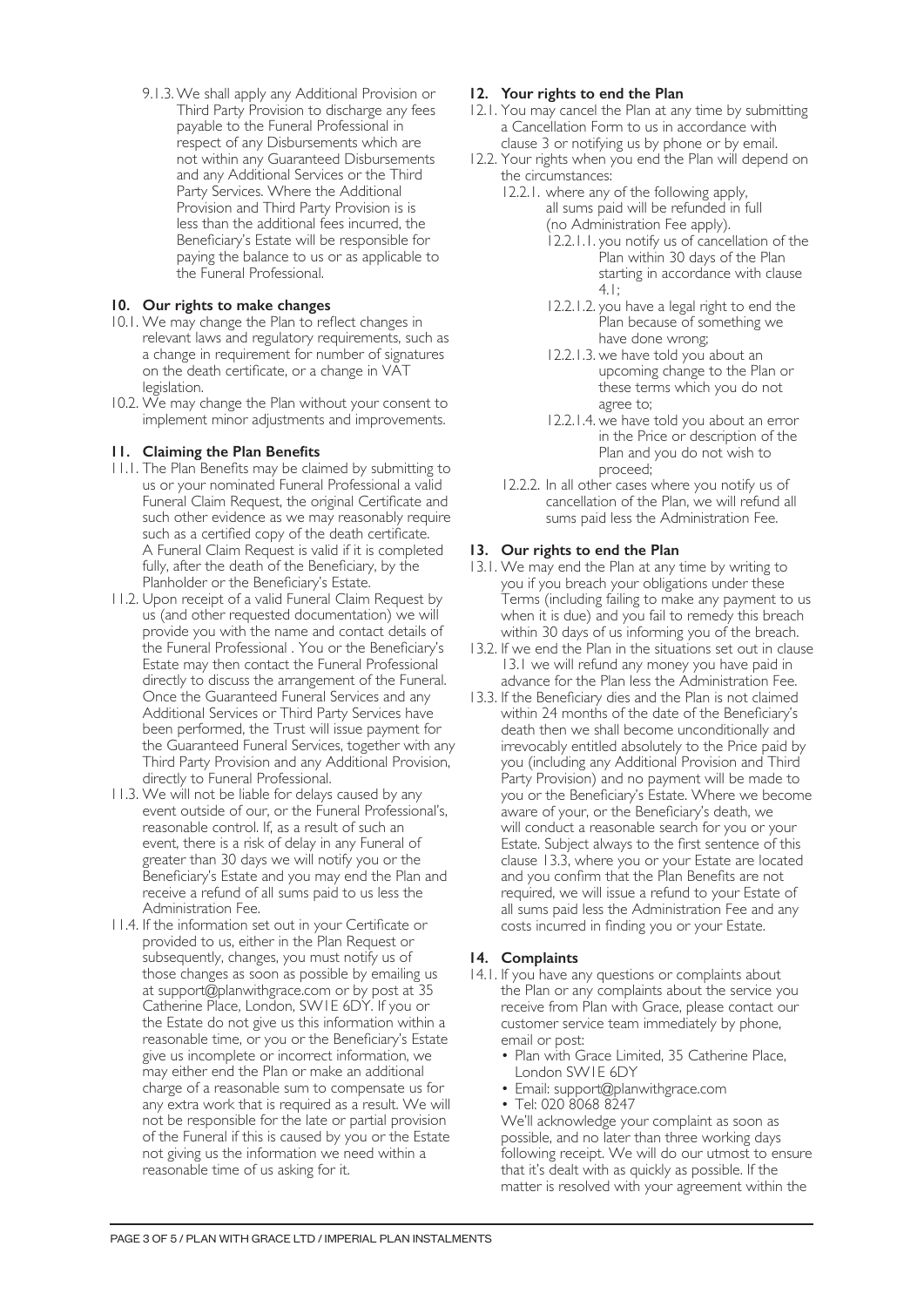9.1.3. We shall apply any Additional Provision or Third Party Provision to discharge any fees payable to the Funeral Professional in respect of any Disbursements which are not within any Guaranteed Disbursements and any Additional Services or the Third Party Services. Where the Additional Provision and Third Party Provision is is less than the additional fees incurred, the Beneficiary's Estate will be responsible for paying the balance to us or as applicable to the Funeral Professional.

## 10. Our rights to make changes

10.1. We may change the Plan to reflect changes in relevant laws and regulatory requirements, such as a change in requirement for number of signatures on the death certificate, or a change in VAT legislation.

10.2. We may change the Plan without your consent to implement minor adjustments and improvements.

## 11. Claiming the Plan Benefits

11.1. The Plan Benefits may be claimed by submitting to us or your nominated Funeral Professional a valid Funeral Claim Request, the original Certificate and such other evidence as we may reasonably require such as a certified copy of the death certificate. A Funeral Claim Request is valid if it is completed fully, after the death of the Beneficiary, by the Planholder or the Beneficiary's Estate.

11.2. Upon receipt of a valid Funeral Claim Request by us (and other requested documentation) we will provide you with the name and contact details of the Funeral Professional . You or the Beneficiary's Estate may then contact the Funeral Professional directly to discuss the arrangement of the Funeral. Once the Guaranteed Funeral Services and any Additional Services or Third Party Services have been performed, the Trust will issue payment for the Guaranteed Funeral Services, together with any Third Party Provision and any Additional Provision, directly to Funeral Professional.

11.3. We will not be liable for delays caused by any event outside of our, or the Funeral Professional's, reasonable control. If, as a result of such an event, there is a risk of delay in any Funeral of greater than 30 days we will notify you or the Beneficiary's Estate and you may end the Plan and receive a refund of all sums paid to us less the Administration Fee.

11.4. If the information set out in your Certificate or provided to us, either in the Plan Request or subsequently, changes, you must notify us of those changes as soon as possible by emailing us at support@planwithgrace.com or by post at 35 Catherine Place, London, SW1E 6DY. If you or the Estate do not give us this information within a reasonable time, or you or the Beneficiary's Estate give us incomplete or incorrect information, we may either end the Plan or make an additional charge of a reasonable sum to compensate us for any extra work that is required as a result. We will not be responsible for the late or partial provision of the Funeral if this is caused by you or the Estate not giving us the information we need within a reasonable time of us asking for it.

## 12. Your rights to end the Plan

12.1. You may cancel the Plan at any time by submitting a Cancellation Form to us in accordance with clause 3 or notifying us by phone or by email.

12.2. Your rights when you end the Plan will depend on the circumstances:

12.2.1. where any of the following apply, all sums paid will be refunded in full (no Administration Fee apply).

12.2.1.1. you notify us of cancellation of the Plan within 30 days of the Plan starting in accordance with clause 4.1;

12.2.1.2. you have a legal right to end the Plan because of something we have done wrong;

12.2.1.3. we have told you about an upcoming change to the Plan or these terms which you do not agree to;

12.2.1.4. we have told you about an error in the Price or description of the Plan and you do not wish to proceed;

12.2.2. In all other cases where you notify us of cancellation of the Plan, we will refund all sums paid less the Administration Fee.

## 13. Our rights to end the Plan

13.1. We may end the Plan at any time by writing to you if you breach your obligations under these Terms (including failing to make any payment to us when it is due) and you fail to remedy this breach within 30 days of us informing you of the breach.

13.2. If we end the Plan in the situations set out in clause 13.1 we will refund any money you have paid in advance for the Plan less the Administration Fee.

13.3. If the Beneficiary dies and the Plan is not claimed within 24 months of the date of the Beneficiary's death then we shall become unconditionally and irrevocably entitled absolutely to the Price paid by you (including any Additional Provision and Third Party Provision) and no payment will be made to you or the Beneficiary's Estate. Where we become aware of your, or the Beneficiary's death, we will conduct a reasonable search for you or your Estate. Subject always to the first sentence of this clause 13.3, where you or your Estate are located and you confirm that the Plan Benefits are not required, we will issue a refund to your Estate of all sums paid less the Administration Fee and any costs incurred in finding you or your Estate.

## 14. Complaints

14.1. If you have any questions or complaints about the Plan or any complaints about the service you receive from Plan with Grace, please contact our customer service team immediately by phone, email or post:

- Plan with Grace Limited, 35 Catherine Place, London SW1E 6DY
- Email: support@planwithgrace.com
- Tel: 020 8068 8247

We'll acknowledge your complaint as soon as possible, and no later than three working days following receipt. We will do our utmost to ensure that it's dealt with as quickly as possible. If the matter is resolved with your agreement within the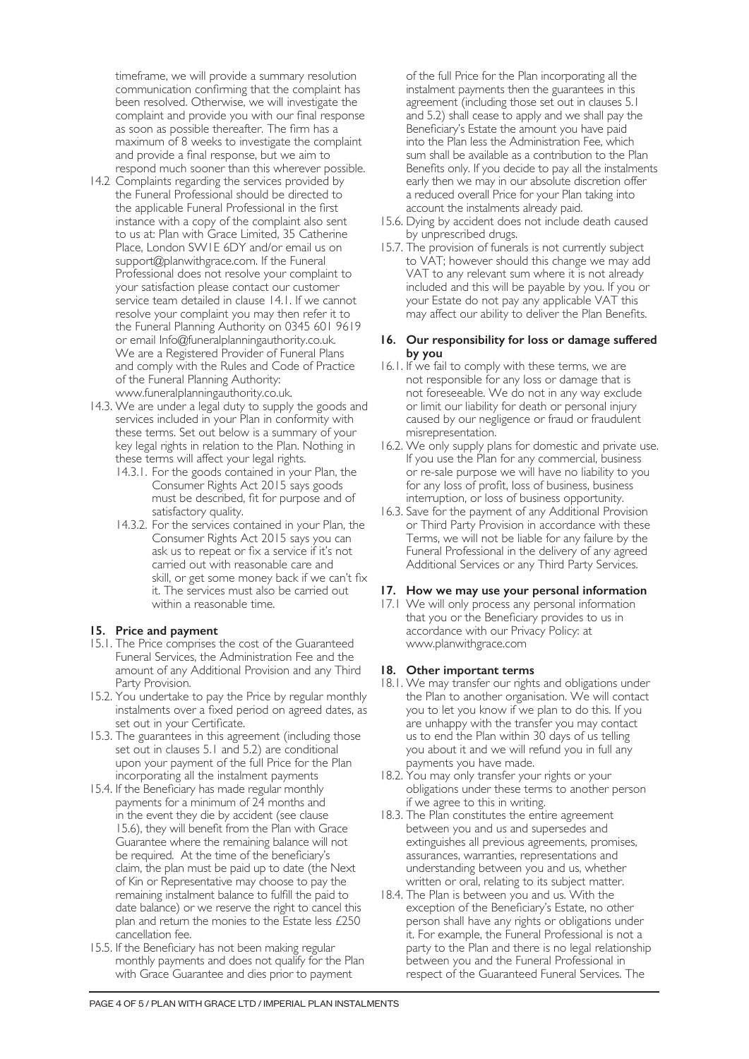timeframe, we will provide a summary resolution communication confirming that the complaint has been resolved. Otherwise, we will investigate the complaint and provide you with our final response as soon as possible thereafter. The firm has a maximum of 8 weeks to investigate the complaint and provide a final response, but we aim to respond much sooner than this wherever possible.

14.2 Complaints regarding the services provided by the Funeral Professional should be directed to the applicable Funeral Professional in the first instance with a copy of the complaint also sent to us at: Plan with Grace Limited, 35 Catherine Place, London SW1E 6DY and/or email us on support@planwithgrace.com. If the Funeral Professional does not resolve your complaint to your satisfaction please contact our customer service team detailed in clause 14.1. If we cannot resolve your complaint you may then refer it to the Funeral Planning Authority on 0345 601 9619 or email Info@funeralplanningauthority.co.uk. We are a Registered Provider of Funeral Plans and comply with the Rules and Code of Practice of the Funeral Planning Authority: www.funeralplanningauthority.co.uk.

14.3. We are under a legal duty to supply the goods and services included in your Plan in conformity with these terms. Set out below is a summary of your key legal rights in relation to the Plan. Nothing in these terms will affect your legal rights.

- 14.3.1. For the goods contained in your Plan, the Consumer Rights Act 2015 says goods must be described, fit for purpose and of satisfactory quality.
- 14.3.2. For the services contained in your Plan, the Consumer Rights Act 2015 says you can ask us to repeat or fix a service if it's not carried out with reasonable care and skill, or get some money back if we can't fix it. The services must also be carried out within a reasonable time.

## 15. Price and payment

15.1. The Price comprises the cost of the Guaranteed Funeral Services, the Administration Fee and the amount of any Additional Provision and any Third Party Provision.

15.2. You undertake to pay the Price by regular monthly instalments over a fixed period on agreed dates, as set out in your Certificate.

15.3. The guarantees in this agreement (including those set out in clauses 5.1 and 5.2) are conditional upon your payment of the full Price for the Plan incorporating all the instalment payments

15.4. If the Beneficiary has made regular monthly payments for a minimum of 24 months and in the event they die by accident (see clause 15.6), they will benefit from the Plan with Grace Guarantee where the remaining balance will not be required. At the time of the beneficiary's claim, the plan must be paid up to date (the Next of Kin or Representative may choose to pay the remaining instalment balance to fulfill the paid to date balance) or we reserve the right to cancel this plan and return the monies to the Estate less £250 cancellation fee.

15.5. If the Beneficiary has not been making regular monthly payments and does not qualify for the Plan with Grace Guarantee and dies prior to payment of the full Price for the Plan incorporating all the instalment payments then the guarantees in this agreement (including those set out in clauses 5.1 and 5.2) shall cease to apply and we shall pay the Beneficiary's Estate the amount you have paid into the Plan less the Administration Fee, which sum shall be available as a contribution to the Plan Benefits only. If you decide to pay all the instalments early then we may in our absolute discretion offer a reduced overall Price for your Plan taking into account the instalments already paid.

15.6. Dying by accident does not include death caused by unprescribed drugs.

15.7. The provision of funerals is not currently subject to VAT; however should this change we may add VAT to any relevant sum where it is not already included and this will be payable by you. If you or your Estate do not pay any applicable VAT this may affect our ability to deliver the Plan Benefits.

## 16. Our responsibility for loss or damage suffered by you

16.1. If we fail to comply with these terms, we are not responsible for any loss or damage that is not foreseeable. We do not in any way exclude or limit our liability for death or personal injury caused by our negligence or fraud or fraudulent misrepresentation.

16.2. We only supply plans for domestic and private use. If you use the Plan for any commercial, business or re-sale purpose we will have no liability to you for any loss of profit, loss of business, business interruption, or loss of business opportunity.

16.3. Save for the payment of any Additional Provision or Third Party Provision in accordance with these Terms, we will not be liable for any failure by the Funeral Professional in the delivery of any agreed Additional Services or any Third Party Services.

## 17. How we may use your personal information

17.1 We will only process any personal information that you or the Beneficiary provides to us in accordance with our Privacy Policy: at www.planwithgrace.com

## 18. Other important terms

18.1. We may transfer our rights and obligations under the Plan to another organisation. We will contact you to let you know if we plan to do this. If you are unhappy with the transfer you may contact us to end the Plan within 30 days of us telling you about it and we will refund you in full any payments you have made.

18.2. You may only transfer your rights or your obligations under these terms to another person if we agree to this in writing.

18.3. The Plan constitutes the entire agreement between you and us and supersedes and extinguishes all previous agreements, promises, assurances, warranties, representations and understanding between you and us, whether written or oral, relating to its subject matter.

18.4. The Plan is between you and us. With the exception of the Beneficiary's Estate, no other person shall have any rights or obligations under it. For example, the Funeral Professional is not a party to the Plan and there is no legal relationship between you and the Funeral Professional in respect of the Guaranteed Funeral Services. The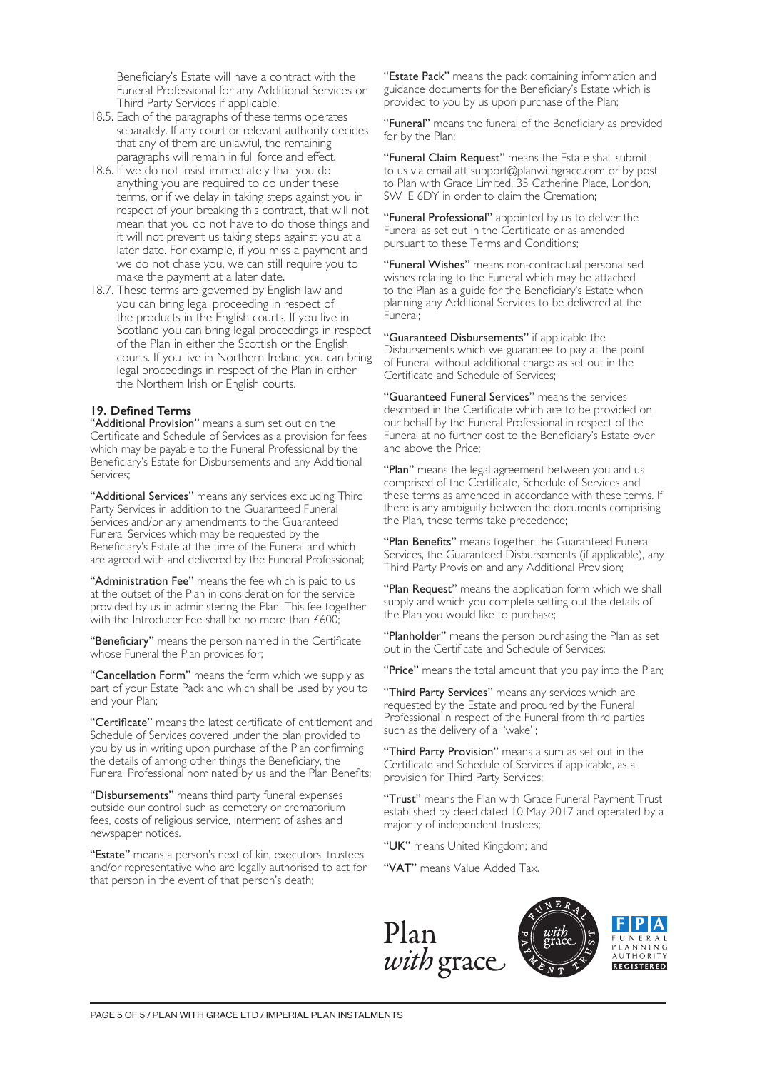Beneficiary's Estate will have a contract with the Funeral Professional for any Additional Services or Third Party Services if applicable.

18.5. Each of the paragraphs of these terms operates separately. If any court or relevant authority decides that any of them are unlawful, the remaining paragraphs will remain in full force and effect.

18.6. If we do not insist immediately that you do anything you are required to do under these terms, or if we delay in taking steps against you in respect of your breaking this contract, that will not mean that you do not have to do those things and it will not prevent us taking steps against you at a later date. For example, if you miss a payment and we do not chase you, we can still require you to make the payment at a later date.

18.7. These terms are governed by English law and you can bring legal proceeding in respect of the products in the English courts. If you live in Scotland you can bring legal proceedings in respect of the Plan in either the Scottish or the English courts. If you live in Northern Ireland you can bring legal proceedings in respect of the Plan in either the Northern Irish or English courts.

## 19. Defined Terms

"**Additional Provision**" means a sum set out on the Certificate and Schedule of Services as a provision for fees which may be payable to the Funeral Professional by the Beneficiary's Estate for Disbursements and any Additional Services;

"**Additional Services**" means any services excluding Third Party Services in addition to the Guaranteed Funeral Services and/or any amendments to the Guaranteed Funeral Services which may be requested by the Beneficiary's Estate at the time of the Funeral and which are agreed with and delivered by the Funeral Professional;

"**Administration Fee**" means the fee which is paid to us at the outset of the Plan in consideration for the service provided by us in administering the Plan. This fee together with the Introducer Fee shall be no more than £600;

"**Beneficiary**" means the person named in the Certificate whose Funeral the Plan provides for;

"**Cancellation Form**" means the form which we supply as part of your Estate Pack and which shall be used by you to end your Plan;

"**Certificate**" means the latest certificate of entitlement and Schedule of Services covered under the plan provided to you by us in writing upon purchase of the Plan confirming the details of among other things the Beneficiary, the Funeral Professional nominated by us and the Plan Benefits;

"**Disbursements**" means third party funeral expenses outside our control such as cemetery or crematorium fees, costs of religious service, interment of ashes and newspaper notices.

"**Estate**" means a person's next of kin, executors, trustees and/or representative who are legally authorised to act for that person in the event of that person's death;

"**Estate Pack**" means the pack containing information and guidance documents for the Beneficiary's Estate which is provided to you by us upon purchase of the Plan;

"**Funeral**" means the funeral of the Beneficiary as provided for by the Plan;

"**Funeral Claim Request**" means the Estate shall submit to us via email att support@planwithgrace.com or by post to Plan with Grace Limited, 35 Catherine Place, London, SW1E 6DY in order to claim the Cremation;

"**Funeral Professional**" appointed by us to deliver the Funeral as set out in the Certificate or as amended pursuant to these Terms and Conditions;

"**Funeral Wishes**" means non-contractual personalised wishes relating to the Funeral which may be attached to the Plan as a guide for the Beneficiary's Estate when planning any Additional Services to be delivered at the Funeral;

"**Guaranteed Disbursements**" if applicable the Disbursements which we guarantee to pay at the point of Funeral without additional charge as set out in the Certificate and Schedule of Services;

"**Guaranteed Funeral Services**" means the services described in the Certificate which are to be provided on our behalf by the Funeral Professional in respect of the Funeral at no further cost to the Beneficiary's Estate over and above the Price;

"**Plan**" means the legal agreement between you and us comprised of the Certificate, Schedule of Services and these terms as amended in accordance with these terms. If there is any ambiguity between the documents comprising the Plan, these terms take precedence;

"**Plan Benefits**" means together the Guaranteed Funeral Services, the Guaranteed Disbursements (if applicable), any Third Party Provision and any Additional Provision;

"**Plan Request**" means the application form which we shall supply and which you complete setting out the details of the Plan you would like to purchase;

"**Planholder**" means the person purchasing the Plan as set out in the Certificate and Schedule of Services;

"**Price**" means the total amount that you pay into the Plan;

"**Third Party Services**" means any services which are requested by the Estate and procured by the Funeral Professional in respect of the Funeral from third parties such as the delivery of a "wake";

"**Third Party Provision**" means a sum as set out in the Certificate and Schedule of Services if applicable, as a provision for Third Party Services;

"**Trust**" means the Plan with Grace Funeral Payment Trust established by deed dated 10 May 2017 and operated by a majority of independent trustees;

"**UK**" means United Kingdom; and

"**VAT**" means Value Added Tax.

Plan *with* grace

FUNERAL PAYMENT TRUST *with* grace

FPA FUNERAL PLANNING AUTHORITY REGISTERED